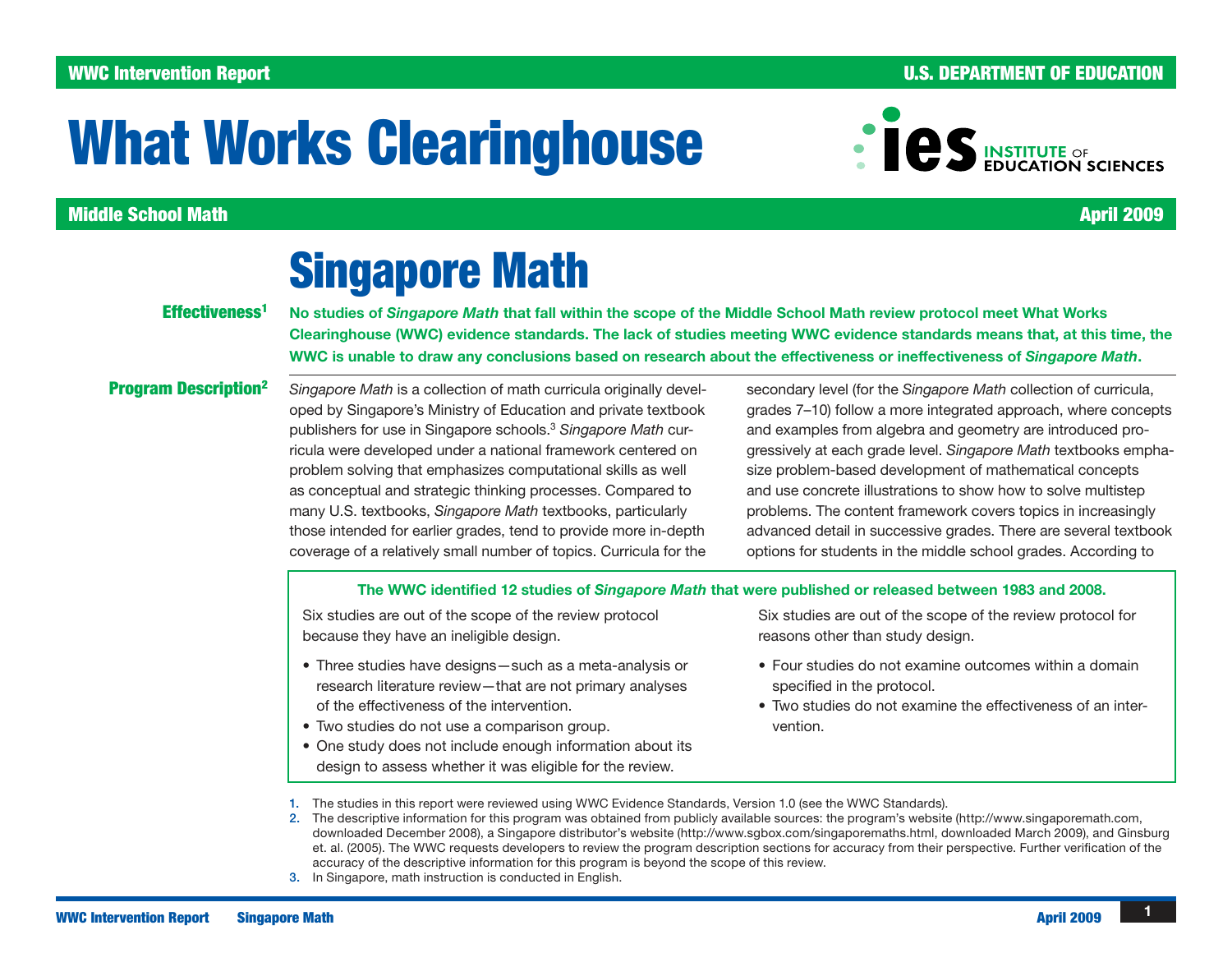# What Works Clearinghouse

Middle School Math — April 2009

# Singapore Math

**Effectiveness[1]**

**No studies of *Singapore Math* that fall within the scope of the Middle School Math review protocol meet What Works Clearinghouse (WWC) evidence standards. The lack of studies meeting WWC evidence standards means that, at this time, the WWC is unable to draw any conclusions based on research about the effectiveness or ineffectiveness of *Singapore Math*.**

**Program Description[2]**

*Singapore Math* is a collection of math curricula originally developed by Singapore's Ministry of Education and private textbook publishers for use in Singapore schools.[3] *Singapore Math* curricula were developed under a national framework centered on problem solving that emphasizes computational skills as well as conceptual and strategic thinking processes. Compared to many U.S. textbooks, *Singapore Math* textbooks, particularly those intended for earlier grades, tend to provide more in-depth coverage of a relatively small number of topics. Curricula for the secondary level (for the *Singapore Math* collection of curricula, grades 7–10) follow a more integrated approach, where concepts and examples from algebra and geometry are introduced progressively at each grade level. *Singapore Math* textbooks emphasize problem-based development of mathematical concepts and use concrete illustrations to show how to solve multistep problems. The content framework covers topics in increasingly advanced detail in successive grades. There are several textbook options for students in the middle school grades. According to

**The WWC identified 12 studies of *Singapore Math* that were published or released between 1983 and 2008.**

Six studies are out of the scope of the review protocol because they have an ineligible design.

- Three studies have designs—such as a meta-analysis or research literature review—that are not primary analyses of the effectiveness of the intervention.
- Two studies do not use a comparison group.
- One study does not include enough information about its design to assess whether it was eligible for the review.

Six studies are out of the scope of the review protocol for reasons other than study design.

- Four studies do not examine outcomes within a domain specified in the protocol.
- Two studies do not examine the effectiveness of an intervention.

1. The studies in this report were reviewed using WWC Evidence Standards, Version 1.0 (see the WWC Standards).
2. The descriptive information for this program was obtained from publicly available sources: the program's website (http://www.singaporemath.com, downloaded December 2008), a Singapore distributor's website (http://www.sgbox.com/singaporemaths.html, downloaded March 2009), and Ginsburg et. al. (2005). The WWC requests developers to review the program description sections for accuracy from their perspective. Further verification of the accuracy of the descriptive information for this program is beyond the scope of this review.
3. In Singapore, math instruction is conducted in English.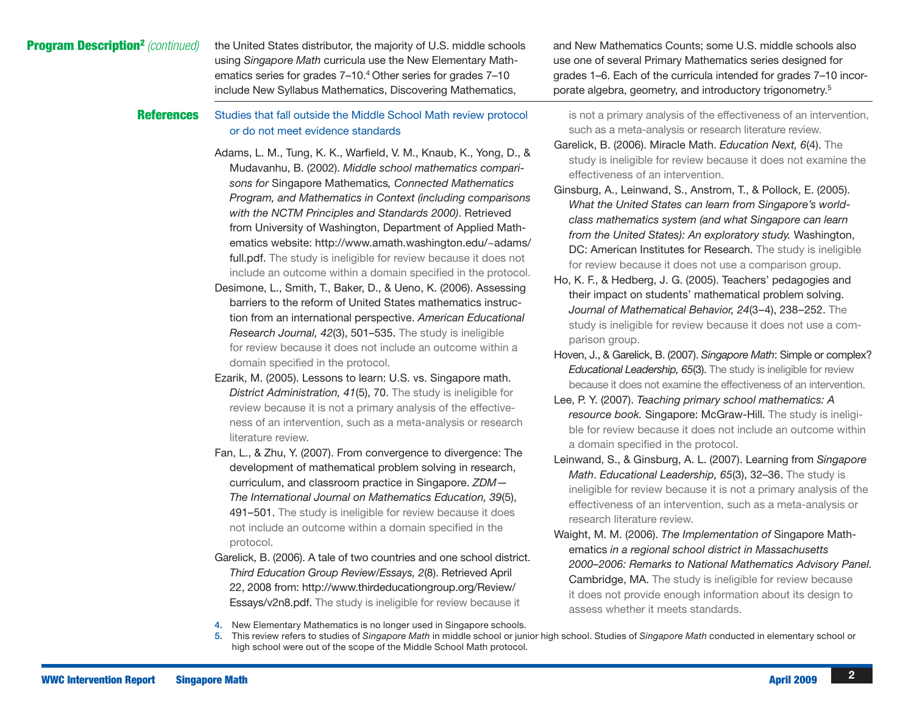## Program Description[2] *(continued)*

the United States distributor, the majority of U.S. middle schools using *Singapore Math* curricula use the New Elementary Mathematics series for grades 7–10.[4] Other series for grades 7–10 include New Syllabus Mathematics, Discovering Mathematics, and New Mathematics Counts; some U.S. middle schools also use one of several Primary Mathematics series designed for grades 1–6. Each of the curricula intended for grades 7–10 incorporate algebra, geometry, and introductory trigonometry.[5]

## References

Studies that fall outside the Middle School Math review protocol or do not meet evidence standards

Adams, L. M., Tung, K. K., Warfield, V. M., Knaub, K., Yong, D., & Mudavanhu, B. (2002). *Middle school mathematics comparisons for* Singapore Mathematics*, Connected Mathematics Program, and Mathematics in Context (including comparisons with the NCTM Principles and Standards 2000)*. Retrieved from University of Washington, Department of Applied Mathematics website: http://www.amath.washington.edu/~adams/full.pdf. The study is ineligible for review because it does not include an outcome within a domain specified in the protocol.

Desimone, L., Smith, T., Baker, D., & Ueno, K. (2006). Assessing barriers to the reform of United States mathematics instruction from an international perspective. *American Educational Research Journal, 42*(3), 501–535. The study is ineligible for review because it does not include an outcome within a domain specified in the protocol.

Ezarik, M. (2005). Lessons to learn: U.S. vs. Singapore math. *District Administration, 41*(5), 70. The study is ineligible for review because it is not a primary analysis of the effectiveness of an intervention, such as a meta-analysis or research literature review.

Fan, L., & Zhu, Y. (2007). From convergence to divergence: The development of mathematical problem solving in research, curriculum, and classroom practice in Singapore. *ZDM—The International Journal on Mathematics Education, 39*(5), 491–501. The study is ineligible for review because it does not include an outcome within a domain specified in the protocol.

Garelick, B. (2006). A tale of two countries and one school district. *Third Education Group Review/Essays, 2*(8). Retrieved April 22, 2008 from: http://www.thirdeducationgroup.org/Review/Essays/v2n8.pdf. The study is ineligible for review because it is not a primary analysis of the effectiveness of an intervention, such as a meta-analysis or research literature review.

Garelick, B. (2006). Miracle Math. *Education Next, 6*(4). The study is ineligible for review because it does not examine the effectiveness of an intervention.

Ginsburg, A., Leinwand, S., Anstrom, T., & Pollock, E. (2005). *What the United States can learn from Singapore's world-class mathematics system (and what Singapore can learn from the United States): An exploratory study.* Washington, DC: American Institutes for Research. The study is ineligible for review because it does not use a comparison group.

Ho, K. F., & Hedberg, J. G. (2005). Teachers' pedagogies and their impact on students' mathematical problem solving. *Journal of Mathematical Behavior, 24*(3–4), 238–252. The study is ineligible for review because it does not use a comparison group.

Hoven, J., & Garelick, B. (2007). *Singapore Math*: Simple or complex? *Educational Leadership, 65*(3). The study is ineligible for review because it does not examine the effectiveness of an intervention.

Lee, P. Y. (2007). *Teaching primary school mathematics: A resource book.* Singapore: McGraw-Hill. The study is ineligible for review because it does not include an outcome within a domain specified in the protocol.

Leinwand, S., & Ginsburg, A. L. (2007). Learning from *Singapore Math*. *Educational Leadership, 65*(3), 32–36. The study is ineligible for review because it is not a primary analysis of the effectiveness of an intervention, such as a meta-analysis or research literature review.

Waight, M. M. (2006). *The Implementation of* Singapore Mathematics *in a regional school district in Massachusetts 2000–2006: Remarks to National Mathematics Advisory Panel.* Cambridge, MA. The study is ineligible for review because it does not provide enough information about its design to assess whether it meets standards.

4. New Elementary Mathematics is no longer used in Singapore schools.
5. This review refers to studies of *Singapore Math* in middle school or junior high school. Studies of *Singapore Math* conducted in elementary school or high school were out of the scope of the Middle School Math protocol.